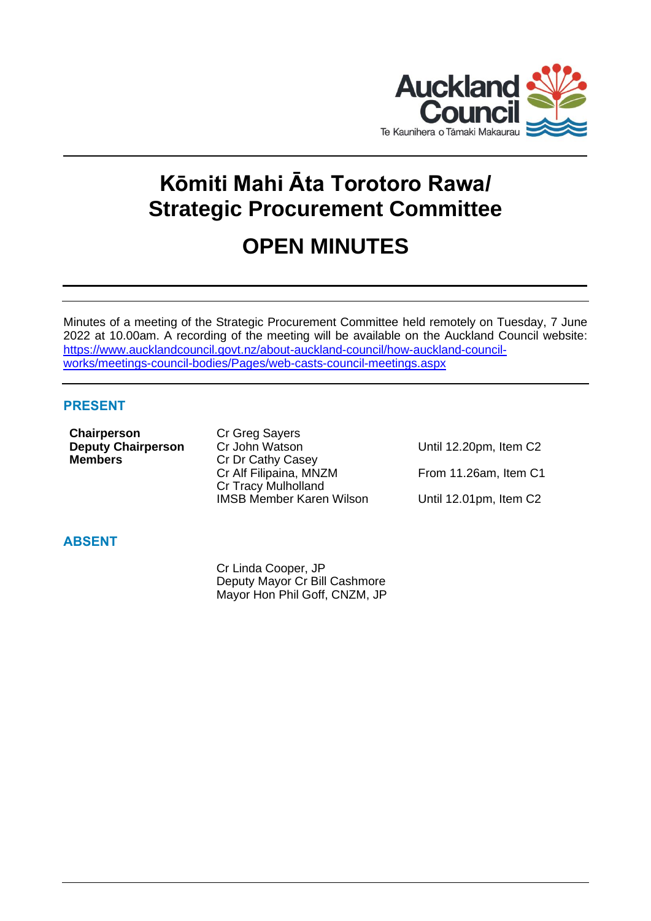# Kōmiti Mahi Āta Torotoro Rawa/ Strategic Procurement Committee

# OPEN MINUTES

Minutes of a meeting of the Strategic Procurement Committee held remotely on Tuesday, 7 June 2022 at 10.00am. A recording of the meeting will be available on the Auckland Council website: [https://www.aucklandcouncil.govt.nz/about-auckland-council/how-auckland-council-works/meetings-council-bodies/Pages/web-casts-council-meetings.aspx](https://www.aucklandcouncil.govt.nz/about-auckland-council/how-auckland-council-works/meetings-council-bodies/Pages/web-casts-council-meetings.aspx)

## PRESENT

| | | |
|---|---|---|
| **Chairperson** | Cr Greg Sayers | |
| **Deputy Chairperson** | Cr John Watson | Until 12.20pm, Item C2 |
| **Members** | Cr Dr Cathy Casey | |
| | Cr Alf Filipaina, MNZM | From 11.26am, Item C1 |
| | Cr Tracy Mulholland | |
| | IMSB Member Karen Wilson | Until 12.01pm, Item C2 |

## ABSENT

Cr Linda Cooper, JP
Deputy Mayor Cr Bill Cashmore
Mayor Hon Phil Goff, CNZM, JP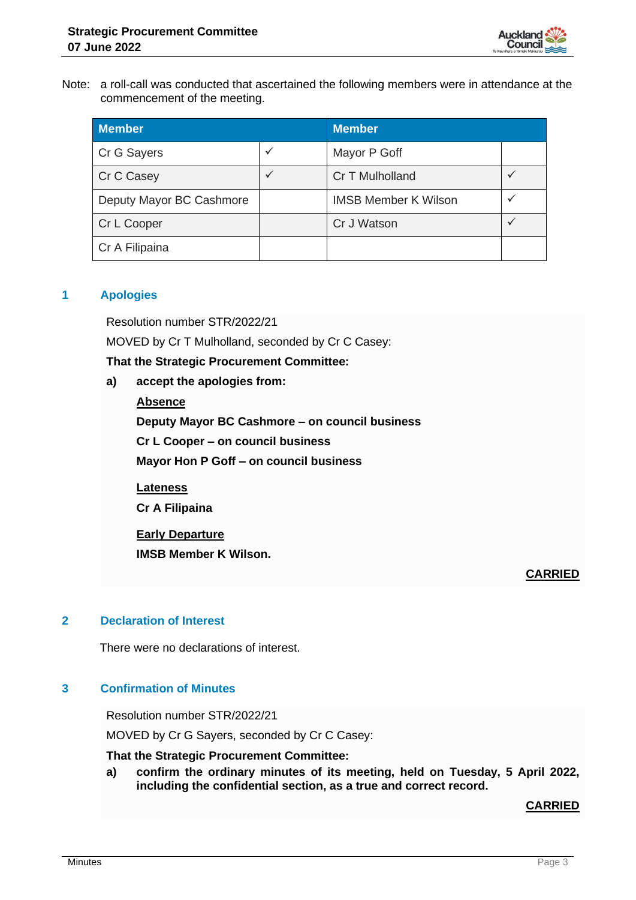Note: a roll-call was conducted that ascertained the following members were in attendance at the commencement of the meeting.

| Member | | Member | |
|---|---|---|---|
| Cr G Sayers | ✓ | Mayor P Goff | |
| Cr C Casey | ✓ | Cr T Mulholland | ✓ |
| Deputy Mayor BC Cashmore | | IMSB Member K Wilson | ✓ |
| Cr L Cooper | | Cr J Watson | ✓ |
| Cr A Filipaina | | | |

## 1 Apologies

Resolution number STR/2022/21

MOVED by Cr T Mulholland, seconded by Cr C Casey:

**That the Strategic Procurement Committee:**

**a) accept the apologies from:**

**Absence**

**Deputy Mayor BC Cashmore – on council business**

**Cr L Cooper – on council business**

**Mayor Hon P Goff – on council business**

**Lateness**

**Cr A Filipaina**

**Early Departure**

**IMSB Member K Wilson.**

**CARRIED**

## 2 Declaration of Interest

There were no declarations of interest.

## 3 Confirmation of Minutes

Resolution number STR/2022/21

MOVED by Cr G Sayers, seconded by Cr C Casey:

**That the Strategic Procurement Committee:**

**a) confirm the ordinary minutes of its meeting, held on Tuesday, 5 April 2022, including the confidential section, as a true and correct record.**

**CARRIED**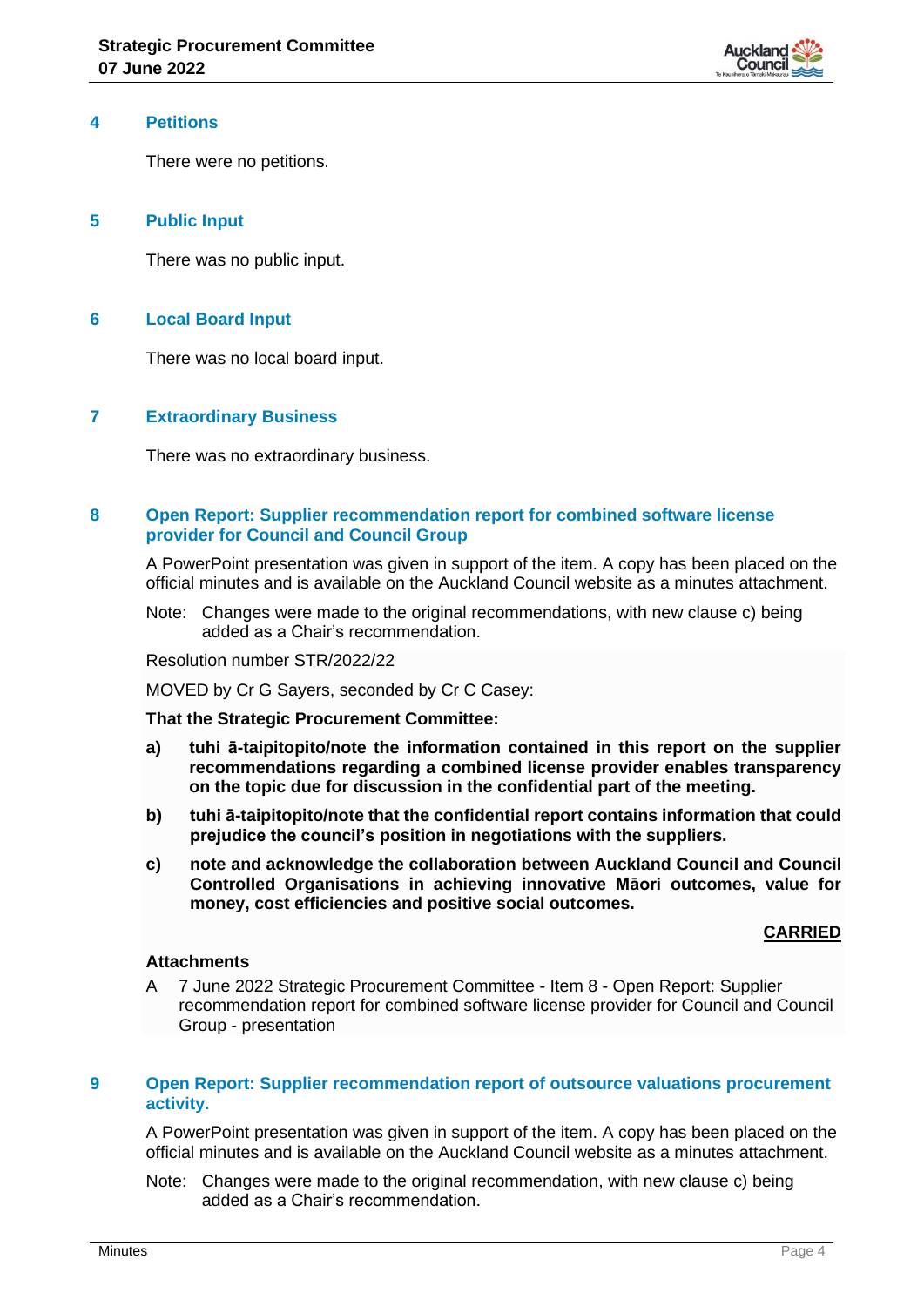## 4 Petitions

There were no petitions.

## 5 Public Input

There was no public input.

## 6 Local Board Input

There was no local board input.

## 7 Extraordinary Business

There was no extraordinary business.

## 8 Open Report: Supplier recommendation report for combined software license provider for Council and Council Group

A PowerPoint presentation was given in support of the item. A copy has been placed on the official minutes and is available on the Auckland Council website as a minutes attachment.

Note: Changes were made to the original recommendations, with new clause c) being added as a Chair's recommendation.

Resolution number STR/2022/22

MOVED by Cr G Sayers, seconded by Cr C Casey:

**That the Strategic Procurement Committee:**

**a) tuhi ā-taipitopito/note the information contained in this report on the supplier recommendations regarding a combined license provider enables transparency on the topic due for discussion in the confidential part of the meeting.**

**b) tuhi ā-taipitopito/note that the confidential report contains information that could prejudice the council's position in negotiations with the suppliers.**

**c) note and acknowledge the collaboration between Auckland Council and Council Controlled Organisations in achieving innovative Māori outcomes, value for money, cost efficiencies and positive social outcomes.**

**CARRIED**

**Attachments**

A 7 June 2022 Strategic Procurement Committee - Item 8 - Open Report: Supplier recommendation report for combined software license provider for Council and Council Group - presentation

## 9 Open Report: Supplier recommendation report of outsource valuations procurement activity.

A PowerPoint presentation was given in support of the item. A copy has been placed on the official minutes and is available on the Auckland Council website as a minutes attachment.

Note: Changes were made to the original recommendation, with new clause c) being added as a Chair's recommendation.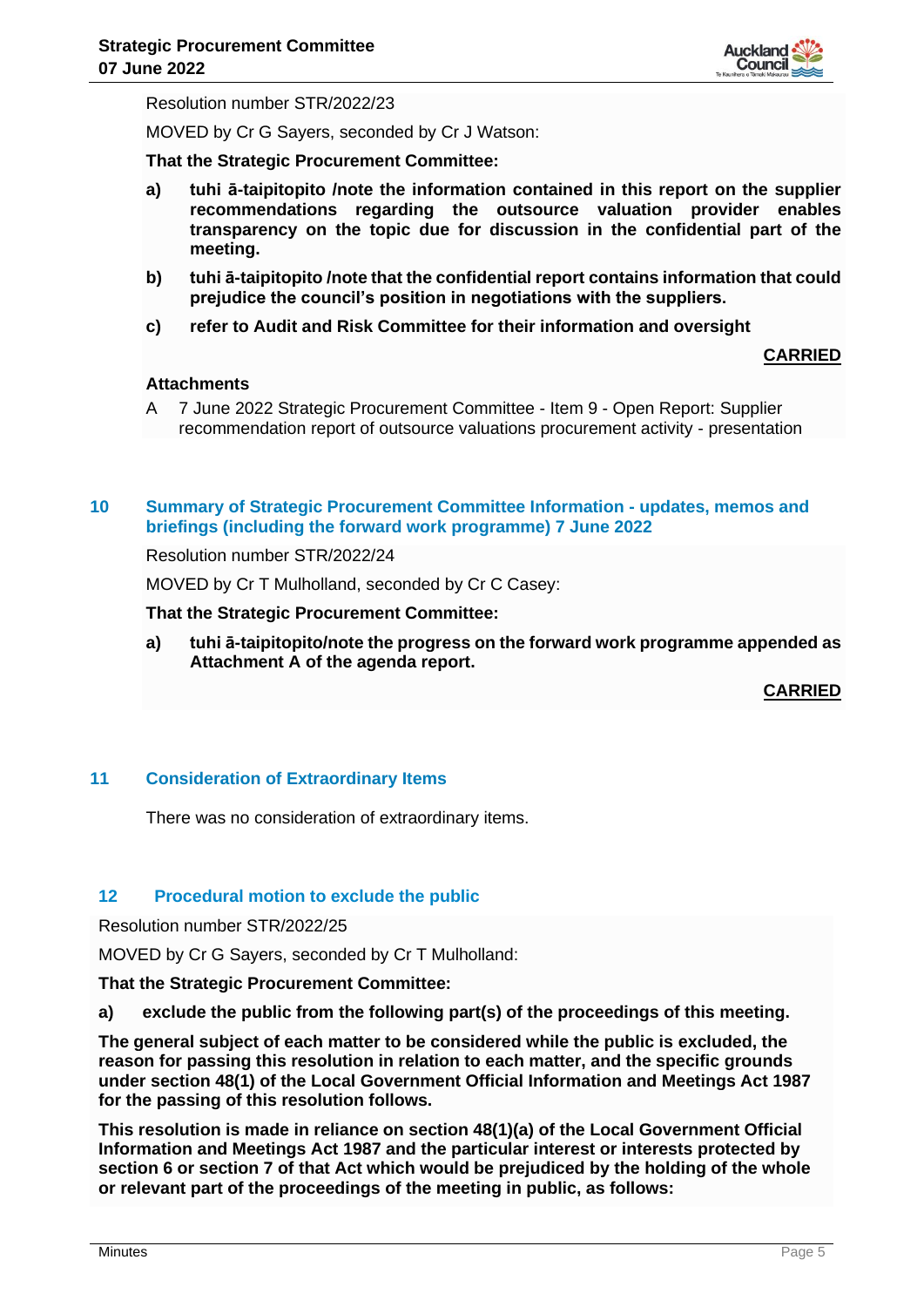Resolution number STR/2022/23

MOVED by Cr G Sayers, seconded by Cr J Watson:

**That the Strategic Procurement Committee:**

**a) tuhi ā-taipitopito /note the information contained in this report on the supplier recommendations regarding the outsource valuation provider enables transparency on the topic due for discussion in the confidential part of the meeting.**

**b) tuhi ā-taipitopito /note that the confidential report contains information that could prejudice the council's position in negotiations with the suppliers.**

**c) refer to Audit and Risk Committee for their information and oversight**

**CARRIED**

**Attachments**

A 7 June 2022 Strategic Procurement Committee - Item 9 - Open Report: Supplier recommendation report of outsource valuations procurement activity - presentation

## 10 Summary of Strategic Procurement Committee Information - updates, memos and briefings (including the forward work programme) 7 June 2022

Resolution number STR/2022/24

MOVED by Cr T Mulholland, seconded by Cr C Casey:

**That the Strategic Procurement Committee:**

**a) tuhi ā-taipitopito/note the progress on the forward work programme appended as Attachment A of the agenda report.**

**CARRIED**

## 11 Consideration of Extraordinary Items

There was no consideration of extraordinary items.

## 12 Procedural motion to exclude the public

Resolution number STR/2022/25

MOVED by Cr G Sayers, seconded by Cr T Mulholland:

**That the Strategic Procurement Committee:**

**a) exclude the public from the following part(s) of the proceedings of this meeting.**

**The general subject of each matter to be considered while the public is excluded, the reason for passing this resolution in relation to each matter, and the specific grounds under section 48(1) of the Local Government Official Information and Meetings Act 1987 for the passing of this resolution follows.**

**This resolution is made in reliance on section 48(1)(a) of the Local Government Official Information and Meetings Act 1987 and the particular interest or interests protected by section 6 or section 7 of that Act which would be prejudiced by the holding of the whole or relevant part of the proceedings of the meeting in public, as follows:**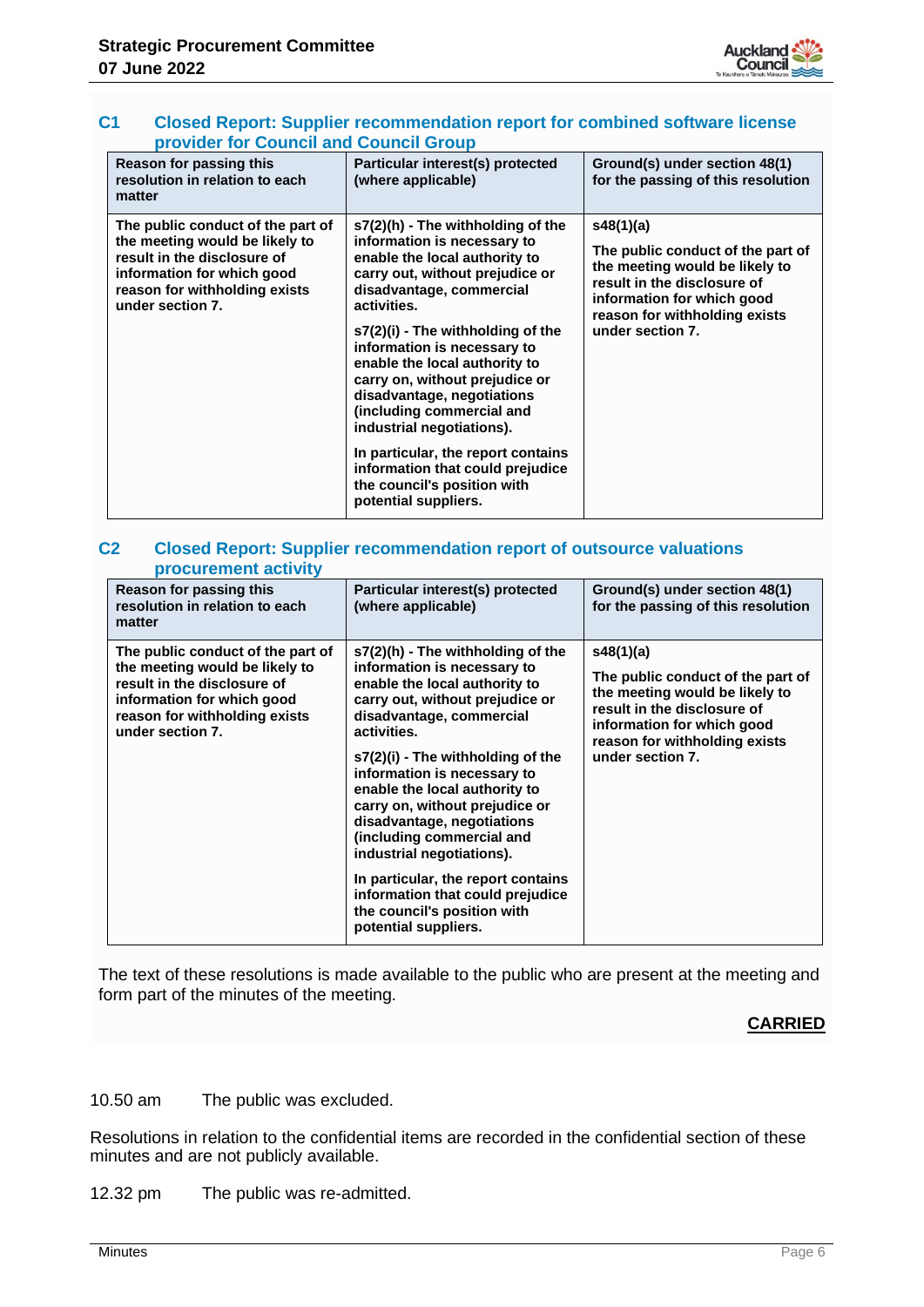### C1 Closed Report: Supplier recommendation report for combined software license provider for Council and Council Group

| Reason for passing this resolution in relation to each matter | Particular interest(s) protected (where applicable) | Ground(s) under section 48(1) for the passing of this resolution |
|---|---|---|
| The public conduct of the part of the meeting would be likely to result in the disclosure of information for which good reason for withholding exists under section 7. | s7(2)(h) - The withholding of the information is necessary to enable the local authority to carry out, without prejudice or disadvantage, commercial activities.<br><br>s7(2)(i) - The withholding of the information is necessary to enable the local authority to carry on, without prejudice or disadvantage, negotiations (including commercial and industrial negotiations).<br><br>In particular, the report contains information that could prejudice the council's position with potential suppliers. | s48(1)(a)<br><br>The public conduct of the part of the meeting would be likely to result in the disclosure of information for which good reason for withholding exists under section 7. |

### C2 Closed Report: Supplier recommendation report of outsource valuations procurement activity

| Reason for passing this resolution in relation to each matter | Particular interest(s) protected (where applicable) | Ground(s) under section 48(1) for the passing of this resolution |
|---|---|---|
| The public conduct of the part of the meeting would be likely to result in the disclosure of information for which good reason for withholding exists under section 7. | s7(2)(h) - The withholding of the information is necessary to enable the local authority to carry out, without prejudice or disadvantage, commercial activities.<br><br>s7(2)(i) - The withholding of the information is necessary to enable the local authority to carry on, without prejudice or disadvantage, negotiations (including commercial and industrial negotiations).<br><br>In particular, the report contains information that could prejudice the council's position with potential suppliers. | s48(1)(a)<br><br>The public conduct of the part of the meeting would be likely to result in the disclosure of information for which good reason for withholding exists under section 7. |

The text of these resolutions is made available to the public who are present at the meeting and form part of the minutes of the meeting.

**CARRIED**

10.50 am The public was excluded.

Resolutions in relation to the confidential items are recorded in the confidential section of these minutes and are not publicly available.

12.32 pm The public was re-admitted.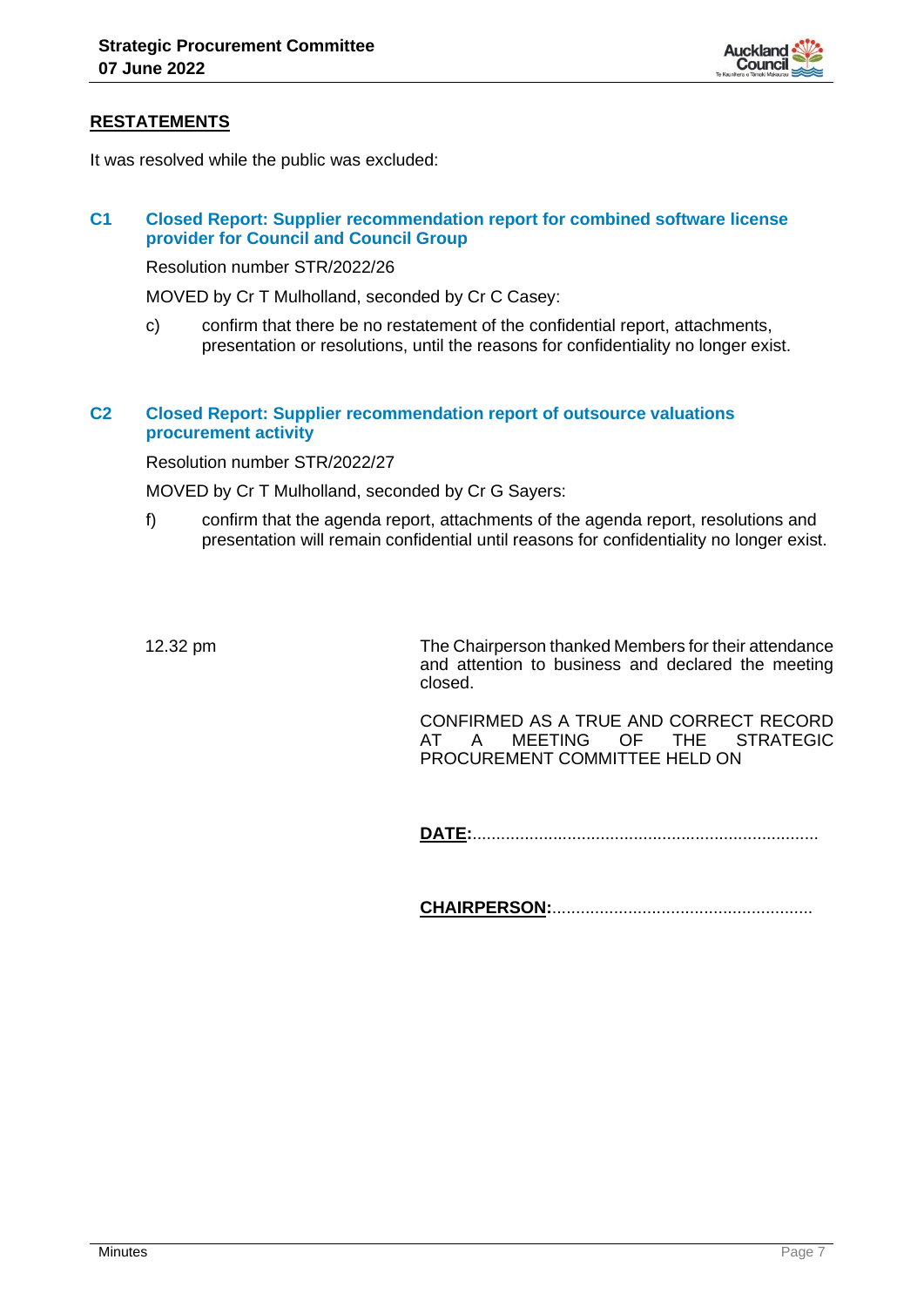## RESTATEMENTS

It was resolved while the public was excluded:

### C1 Closed Report: Supplier recommendation report for combined software license provider for Council and Council Group

Resolution number STR/2022/26

MOVED by Cr T Mulholland, seconded by Cr C Casey:

c) confirm that there be no restatement of the confidential report, attachments, presentation or resolutions, until the reasons for confidentiality no longer exist.

### C2 Closed Report: Supplier recommendation report of outsource valuations procurement activity

Resolution number STR/2022/27

MOVED by Cr T Mulholland, seconded by Cr G Sayers:

f) confirm that the agenda report, attachments of the agenda report, resolutions and presentation will remain confidential until reasons for confidentiality no longer exist.

12.32 pm — The Chairperson thanked Members for their attendance and attention to business and declared the meeting closed.

CONFIRMED AS A TRUE AND CORRECT RECORD AT A MEETING OF THE STRATEGIC PROCUREMENT COMMITTEE HELD ON

**DATE:**.........................................................................

**CHAIRPERSON:**.......................................................